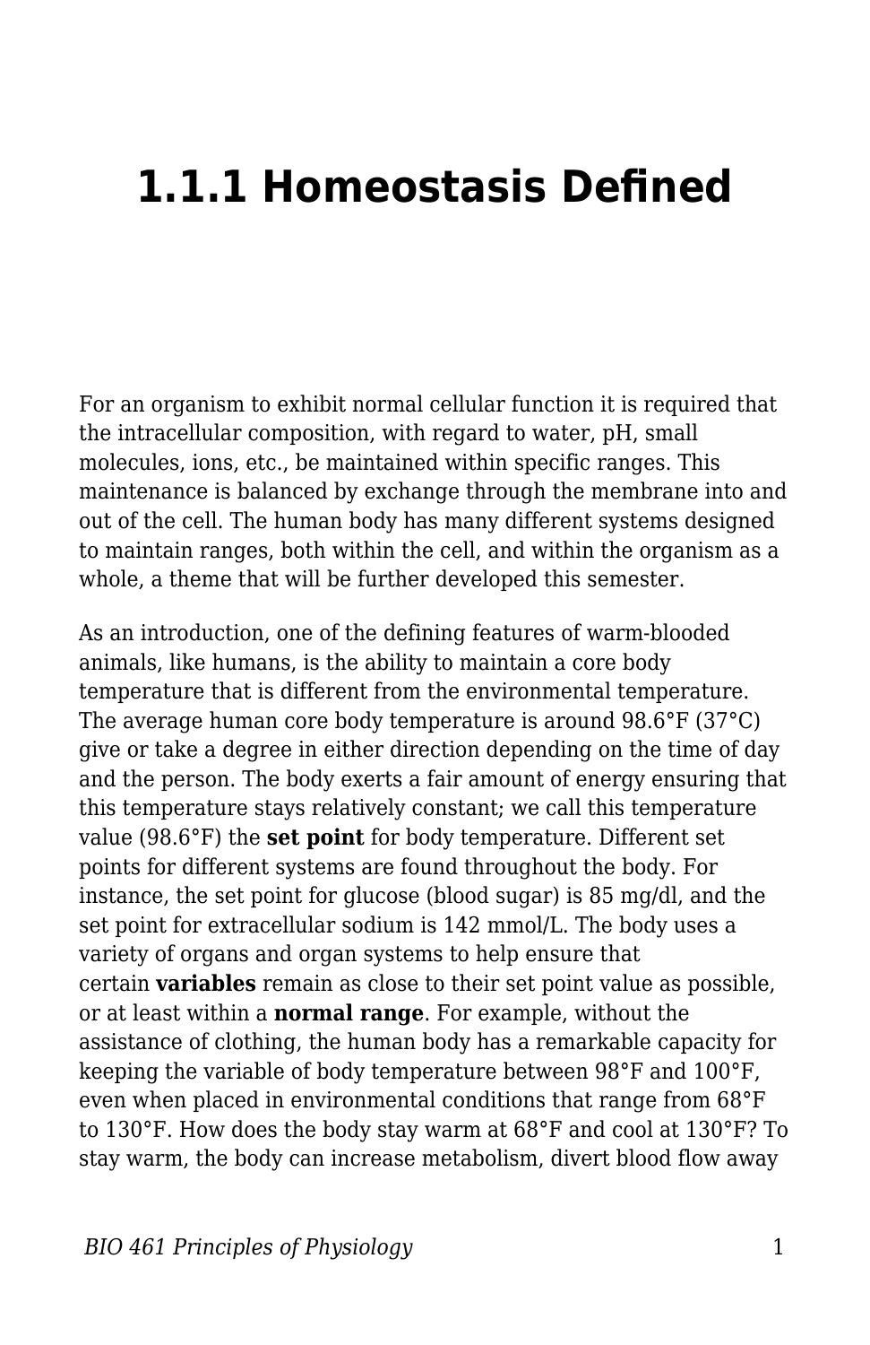# 1.1.1 Homeostasis Defined

For an organism to exhibit normal cellular function it is required that the intracellular composition, with regard to water, pH, small molecules, ions, etc., be maintained within specific ranges. This maintenance is balanced by exchange through the membrane into and out of the cell. The human body has many different systems designed to maintain ranges, both within the cell, and within the organism as a whole, a theme that will be further developed this semester.

As an introduction, one of the defining features of warm-blooded animals, like humans, is the ability to maintain a core body temperature that is different from the environmental temperature. The average human core body temperature is around 98.6°F (37°C) give or take a degree in either direction depending on the time of day and the person. The body exerts a fair amount of energy ensuring that this temperature stays relatively constant; we call this temperature value (98.6°F) the **set point** for body temperature. Different set points for different systems are found throughout the body. For instance, the set point for glucose (blood sugar) is 85 mg/dl, and the set point for extracellular sodium is 142 mmol/L. The body uses a variety of organs and organ systems to help ensure that certain **variables** remain as close to their set point value as possible, or at least within a **normal range**. For example, without the assistance of clothing, the human body has a remarkable capacity for keeping the variable of body temperature between 98°F and 100°F, even when placed in environmental conditions that range from 68°F to 130°F. How does the body stay warm at 68°F and cool at 130°F? To stay warm, the body can increase metabolism, divert blood flow away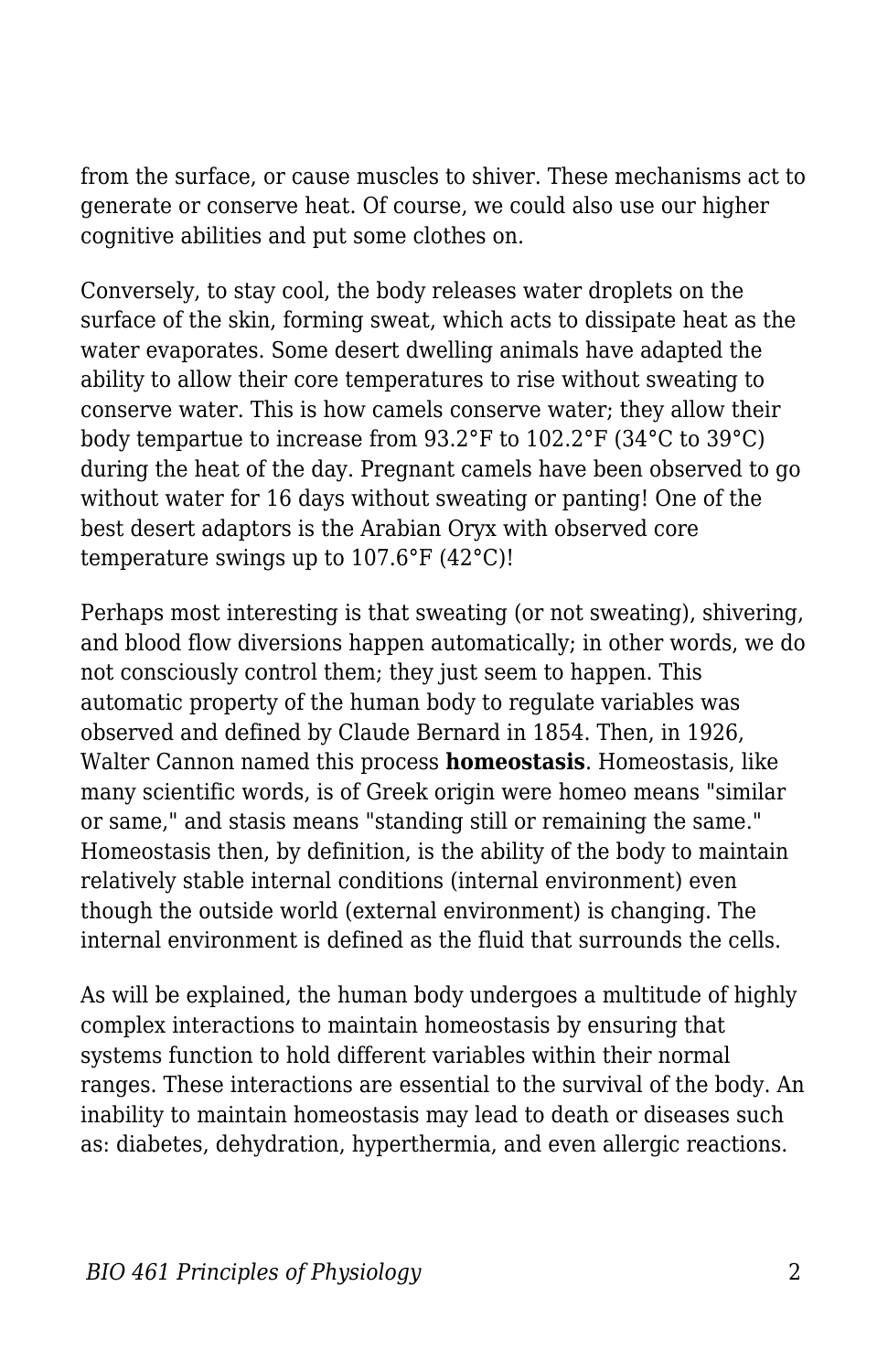from the surface, or cause muscles to shiver. These mechanisms act to generate or conserve heat. Of course, we could also use our higher cognitive abilities and put some clothes on.

Conversely, to stay cool, the body releases water droplets on the surface of the skin, forming sweat, which acts to dissipate heat as the water evaporates. Some desert dwelling animals have adapted the ability to allow their core temperatures to rise without sweating to conserve water. This is how camels conserve water; they allow their body tempartue to increase from 93.2°F to 102.2°F (34°C to 39°C) during the heat of the day. Pregnant camels have been observed to go without water for 16 days without sweating or panting! One of the best desert adaptors is the Arabian Oryx with observed core temperature swings up to 107.6°F (42°C)!

Perhaps most interesting is that sweating (or not sweating), shivering, and blood flow diversions happen automatically; in other words, we do not consciously control them; they just seem to happen. This automatic property of the human body to regulate variables was observed and defined by Claude Bernard in 1854. Then, in 1926, Walter Cannon named this process **homeostasis**. Homeostasis, like many scientific words, is of Greek origin were homeo means "similar or same," and stasis means "standing still or remaining the same." Homeostasis then, by definition, is the ability of the body to maintain relatively stable internal conditions (internal environment) even though the outside world (external environment) is changing. The internal environment is defined as the fluid that surrounds the cells.

As will be explained, the human body undergoes a multitude of highly complex interactions to maintain homeostasis by ensuring that systems function to hold different variables within their normal ranges. These interactions are essential to the survival of the body. An inability to maintain homeostasis may lead to death or diseases such as: diabetes, dehydration, hyperthermia, and even allergic reactions.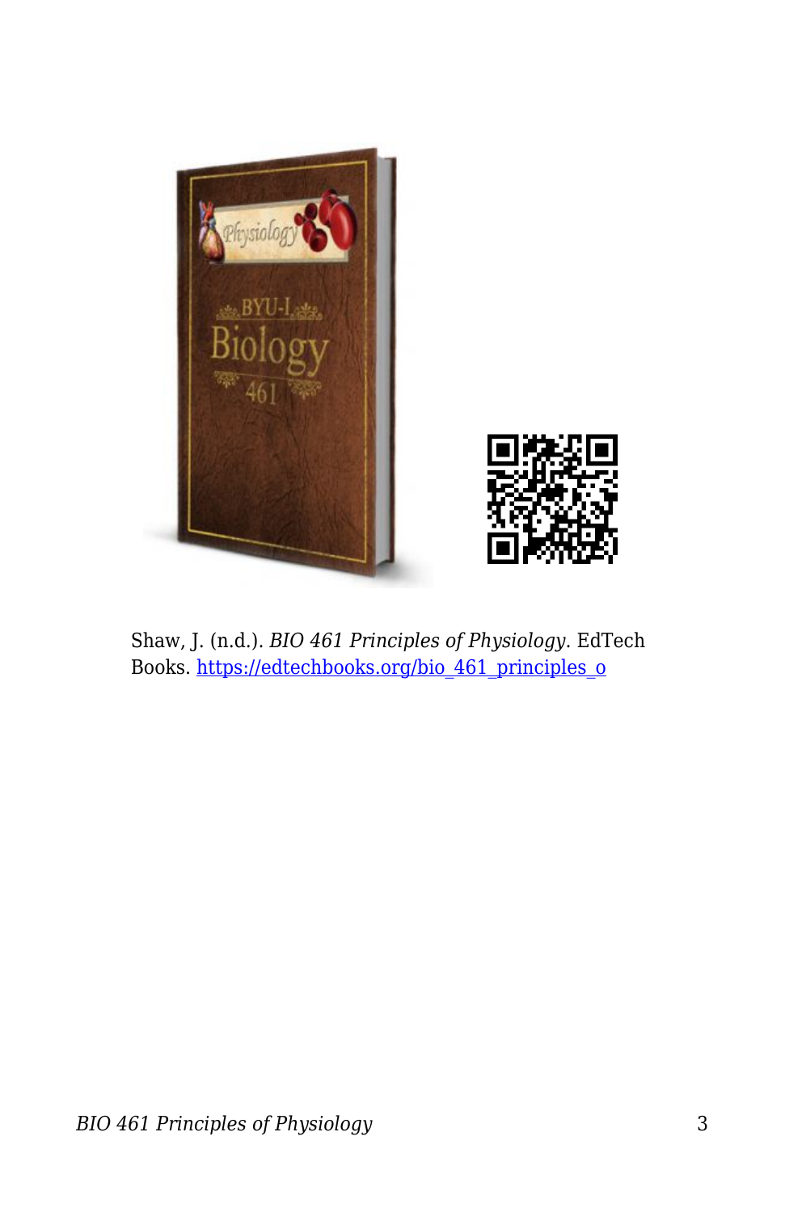Shaw, J. (n.d.). *BIO 461 Principles of Physiology*. EdTech Books. [https://edtechbooks.org/bio_461_principles_o](https://edtechbooks.org/bio_461_principles_o)